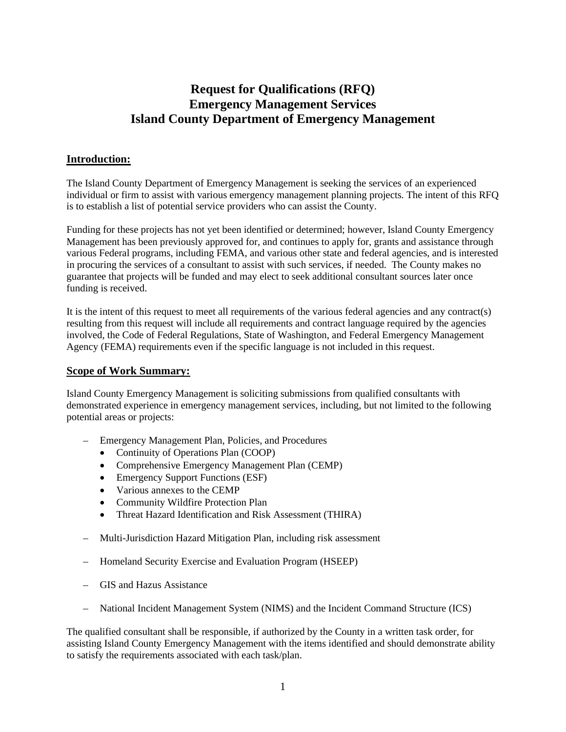# Request for Qualifications (RFQ)
# Emergency Management Services
# Island County Department of Emergency Management

## Introduction:

The Island County Department of Emergency Management is seeking the services of an experienced individual or firm to assist with various emergency management planning projects. The intent of this RFQ is to establish a list of potential service providers who can assist the County.

Funding for these projects has not yet been identified or determined; however, Island County Emergency Management has been previously approved for, and continues to apply for, grants and assistance through various Federal programs, including FEMA, and various other state and federal agencies, and is interested in procuring the services of a consultant to assist with such services, if needed. The County makes no guarantee that projects will be funded and may elect to seek additional consultant sources later once funding is received.

It is the intent of this request to meet all requirements of the various federal agencies and any contract(s) resulting from this request will include all requirements and contract language required by the agencies involved, the Code of Federal Regulations, State of Washington, and Federal Emergency Management Agency (FEMA) requirements even if the specific language is not included in this request.

## Scope of Work Summary:

Island County Emergency Management is soliciting submissions from qualified consultants with demonstrated experience in emergency management services, including, but not limited to the following potential areas or projects:

- Emergency Management Plan, Policies, and Procedures
  - Continuity of Operations Plan (COOP)
  - Comprehensive Emergency Management Plan (CEMP)
  - Emergency Support Functions (ESF)
  - Various annexes to the CEMP
  - Community Wildfire Protection Plan
  - Threat Hazard Identification and Risk Assessment (THIRA)
- Multi-Jurisdiction Hazard Mitigation Plan, including risk assessment
- Homeland Security Exercise and Evaluation Program (HSEEP)
- GIS and Hazus Assistance
- National Incident Management System (NIMS) and the Incident Command Structure (ICS)

The qualified consultant shall be responsible, if authorized by the County in a written task order, for assisting Island County Emergency Management with the items identified and should demonstrate ability to satisfy the requirements associated with each task/plan.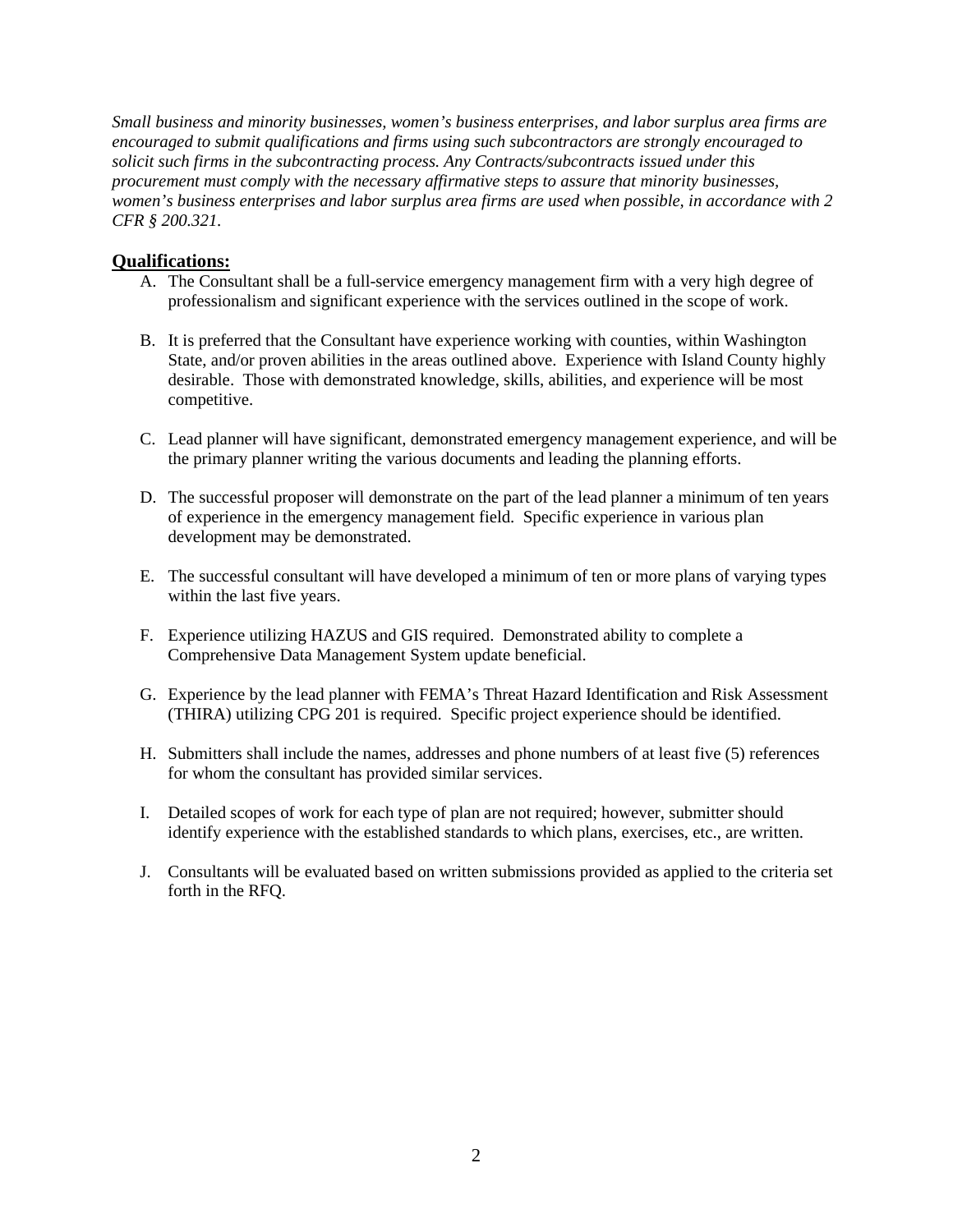*Small business and minority businesses, women's business enterprises, and labor surplus area firms are encouraged to submit qualifications and firms using such subcontractors are strongly encouraged to solicit such firms in the subcontracting process. Any Contracts/subcontracts issued under this procurement must comply with the necessary affirmative steps to assure that minority businesses, women's business enterprises and labor surplus area firms are used when possible, in accordance with 2 CFR § 200.321.*

## **Qualifications:**

A. The Consultant shall be a full-service emergency management firm with a very high degree of professionalism and significant experience with the services outlined in the scope of work.

B. It is preferred that the Consultant have experience working with counties, within Washington State, and/or proven abilities in the areas outlined above. Experience with Island County highly desirable. Those with demonstrated knowledge, skills, abilities, and experience will be most competitive.

C. Lead planner will have significant, demonstrated emergency management experience, and will be the primary planner writing the various documents and leading the planning efforts.

D. The successful proposer will demonstrate on the part of the lead planner a minimum of ten years of experience in the emergency management field. Specific experience in various plan development may be demonstrated.

E. The successful consultant will have developed a minimum of ten or more plans of varying types within the last five years.

F. Experience utilizing HAZUS and GIS required. Demonstrated ability to complete a Comprehensive Data Management System update beneficial.

G. Experience by the lead planner with FEMA's Threat Hazard Identification and Risk Assessment (THIRA) utilizing CPG 201 is required. Specific project experience should be identified.

H. Submitters shall include the names, addresses and phone numbers of at least five (5) references for whom the consultant has provided similar services.

I. Detailed scopes of work for each type of plan are not required; however, submitter should identify experience with the established standards to which plans, exercises, etc., are written.

J. Consultants will be evaluated based on written submissions provided as applied to the criteria set forth in the RFQ.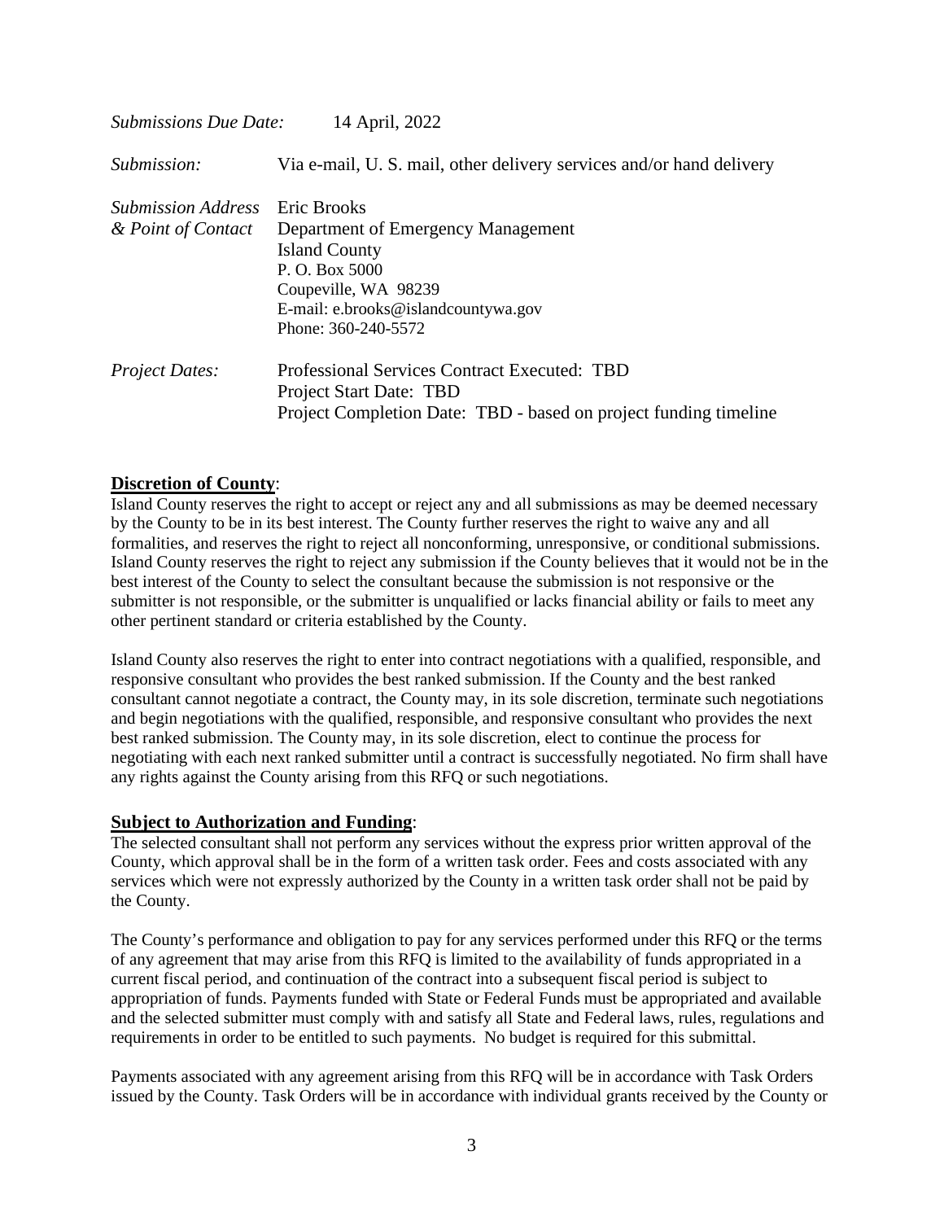| | |
|---|---|
| *Submissions Due Date:* | 14 April, 2022 |
| *Submission:* | Via e-mail, U. S. mail, other delivery services and/or hand delivery |
| *Submission Address & Point of Contact* | Eric Brooks<br>Department of Emergency Management<br>Island County<br>P. O. Box 5000<br>Coupeville, WA 98239<br>E-mail: e.brooks@islandcountywa.gov<br>Phone: 360-240-5572 |
| *Project Dates:* | Professional Services Contract Executed: TBD<br>Project Start Date: TBD<br>Project Completion Date: TBD - based on project funding timeline |

**Discretion of County**:

Island County reserves the right to accept or reject any and all submissions as may be deemed necessary by the County to be in its best interest. The County further reserves the right to waive any and all formalities, and reserves the right to reject all nonconforming, unresponsive, or conditional submissions. Island County reserves the right to reject any submission if the County believes that it would not be in the best interest of the County to select the consultant because the submission is not responsive or the submitter is not responsible, or the submitter is unqualified or lacks financial ability or fails to meet any other pertinent standard or criteria established by the County.

Island County also reserves the right to enter into contract negotiations with a qualified, responsible, and responsive consultant who provides the best ranked submission. If the County and the best ranked consultant cannot negotiate a contract, the County may, in its sole discretion, terminate such negotiations and begin negotiations with the qualified, responsible, and responsive consultant who provides the next best ranked submission. The County may, in its sole discretion, elect to continue the process for negotiating with each next ranked submitter until a contract is successfully negotiated. No firm shall have any rights against the County arising from this RFQ or such negotiations.

**Subject to Authorization and Funding**:

The selected consultant shall not perform any services without the express prior written approval of the County, which approval shall be in the form of a written task order. Fees and costs associated with any services which were not expressly authorized by the County in a written task order shall not be paid by the County.

The County's performance and obligation to pay for any services performed under this RFQ or the terms of any agreement that may arise from this RFQ is limited to the availability of funds appropriated in a current fiscal period, and continuation of the contract into a subsequent fiscal period is subject to appropriation of funds. Payments funded with State or Federal Funds must be appropriated and available and the selected submitter must comply with and satisfy all State and Federal laws, rules, regulations and requirements in order to be entitled to such payments. No budget is required for this submittal.

Payments associated with any agreement arising from this RFQ will be in accordance with Task Orders issued by the County. Task Orders will be in accordance with individual grants received by the County or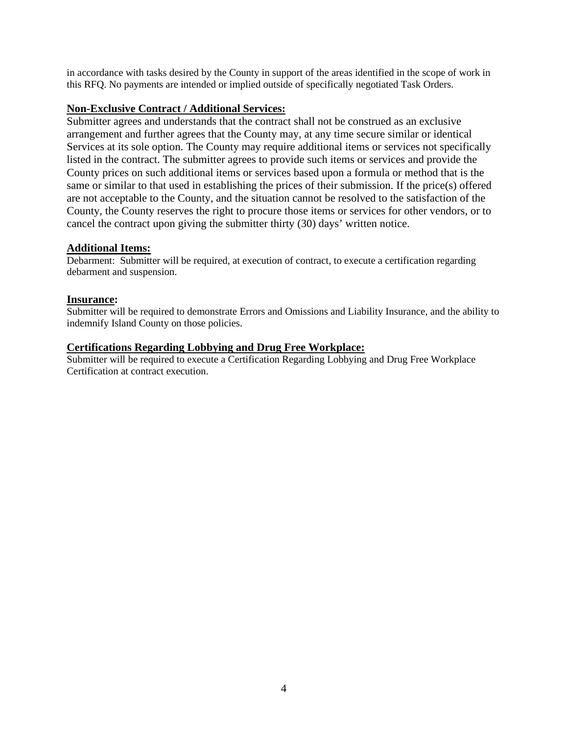in accordance with tasks desired by the County in support of the areas identified in the scope of work in this RFQ. No payments are intended or implied outside of specifically negotiated Task Orders.

**Non-Exclusive Contract / Additional Services:**

Submitter agrees and understands that the contract shall not be construed as an exclusive arrangement and further agrees that the County may, at any time secure similar or identical Services at its sole option. The County may require additional items or services not specifically listed in the contract. The submitter agrees to provide such items or services and provide the County prices on such additional items or services based upon a formula or method that is the same or similar to that used in establishing the prices of their submission. If the price(s) offered are not acceptable to the County, and the situation cannot be resolved to the satisfaction of the County, the County reserves the right to procure those items or services for other vendors, or to cancel the contract upon giving the submitter thirty (30) days' written notice.

**Additional Items:**

Debarment: Submitter will be required, at execution of contract, to execute a certification regarding debarment and suspension.

**Insurance:**

Submitter will be required to demonstrate Errors and Omissions and Liability Insurance, and the ability to indemnify Island County on those policies.

**Certifications Regarding Lobbying and Drug Free Workplace:**

Submitter will be required to execute a Certification Regarding Lobbying and Drug Free Workplace Certification at contract execution.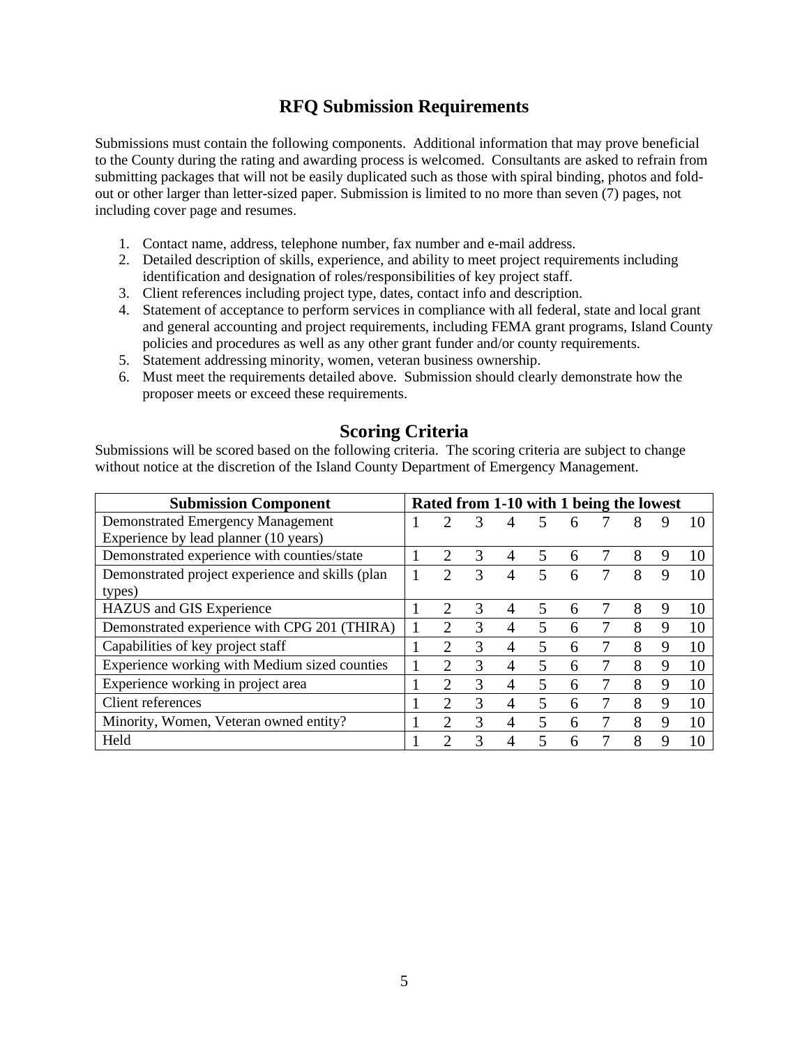## RFQ Submission Requirements

Submissions must contain the following components. Additional information that may prove beneficial to the County during the rating and awarding process is welcomed. Consultants are asked to refrain from submitting packages that will not be easily duplicated such as those with spiral binding, photos and fold-out or other larger than letter-sized paper. Submission is limited to no more than seven (7) pages, not including cover page and resumes.

1. Contact name, address, telephone number, fax number and e-mail address.
2. Detailed description of skills, experience, and ability to meet project requirements including identification and designation of roles/responsibilities of key project staff.
3. Client references including project type, dates, contact info and description.
4. Statement of acceptance to perform services in compliance with all federal, state and local grant and general accounting and project requirements, including FEMA grant programs, Island County policies and procedures as well as any other grant funder and/or county requirements.
5. Statement addressing minority, women, veteran business ownership.
6. Must meet the requirements detailed above. Submission should clearly demonstrate how the proposer meets or exceeds these requirements.

## Scoring Criteria

Submissions will be scored based on the following criteria. The scoring criteria are subject to change without notice at the discretion of the Island County Department of Emergency Management.

| Submission Component | Rated from 1-10 with 1 being the lowest | | | | | | | | | |
|---|---|---|---|---|---|---|---|---|---|---|
| Demonstrated Emergency Management Experience by lead planner (10 years) | 1 | 2 | 3 | 4 | 5 | 6 | 7 | 8 | 9 | 10 |
| Demonstrated experience with counties/state | 1 | 2 | 3 | 4 | 5 | 6 | 7 | 8 | 9 | 10 |
| Demonstrated project experience and skills (plan types) | 1 | 2 | 3 | 4 | 5 | 6 | 7 | 8 | 9 | 10 |
| HAZUS and GIS Experience | 1 | 2 | 3 | 4 | 5 | 6 | 7 | 8 | 9 | 10 |
| Demonstrated experience with CPG 201 (THIRA) | 1 | 2 | 3 | 4 | 5 | 6 | 7 | 8 | 9 | 10 |
| Capabilities of key project staff | 1 | 2 | 3 | 4 | 5 | 6 | 7 | 8 | 9 | 10 |
| Experience working with Medium sized counties | 1 | 2 | 3 | 4 | 5 | 6 | 7 | 8 | 9 | 10 |
| Experience working in project area | 1 | 2 | 3 | 4 | 5 | 6 | 7 | 8 | 9 | 10 |
| Client references | 1 | 2 | 3 | 4 | 5 | 6 | 7 | 8 | 9 | 10 |
| Minority, Women, Veteran owned entity? | 1 | 2 | 3 | 4 | 5 | 6 | 7 | 8 | 9 | 10 |
| Held | 1 | 2 | 3 | 4 | 5 | 6 | 7 | 8 | 9 | 10 |